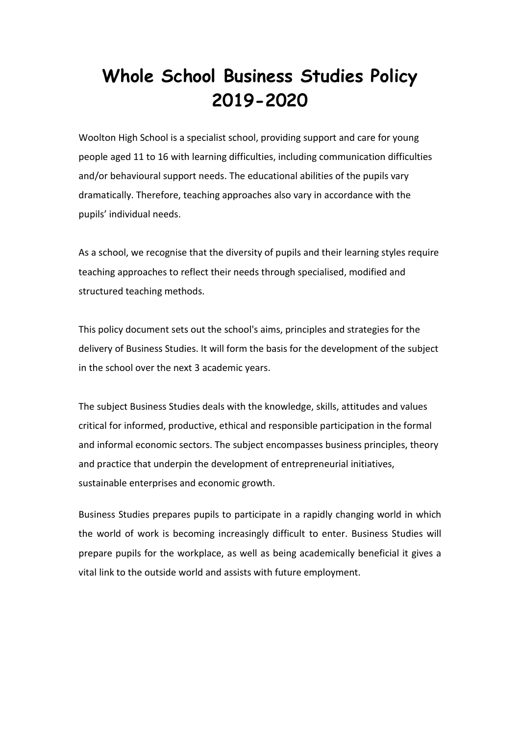# Whole School Business Studies Policy 2019-2020

Woolton High School is a specialist school, providing support and care for young people aged 11 to 16 with learning difficulties, including communication difficulties and/or behavioural support needs. The educational abilities of the pupils vary dramatically. Therefore, teaching approaches also vary in accordance with the pupils' individual needs.

As a school, we recognise that the diversity of pupils and their learning styles require teaching approaches to reflect their needs through specialised, modified and structured teaching methods.

This policy document sets out the school's aims, principles and strategies for the delivery of Business Studies. It will form the basis for the development of the subject in the school over the next 3 academic years.

The subject Business Studies deals with the knowledge, skills, attitudes and values critical for informed, productive, ethical and responsible participation in the formal and informal economic sectors. The subject encompasses business principles, theory and practice that underpin the development of entrepreneurial initiatives, sustainable enterprises and economic growth.

Business Studies prepares pupils to participate in a rapidly changing world in which the world of work is becoming increasingly difficult to enter. Business Studies will prepare pupils for the workplace, as well as being academically beneficial it gives a vital link to the outside world and assists with future employment.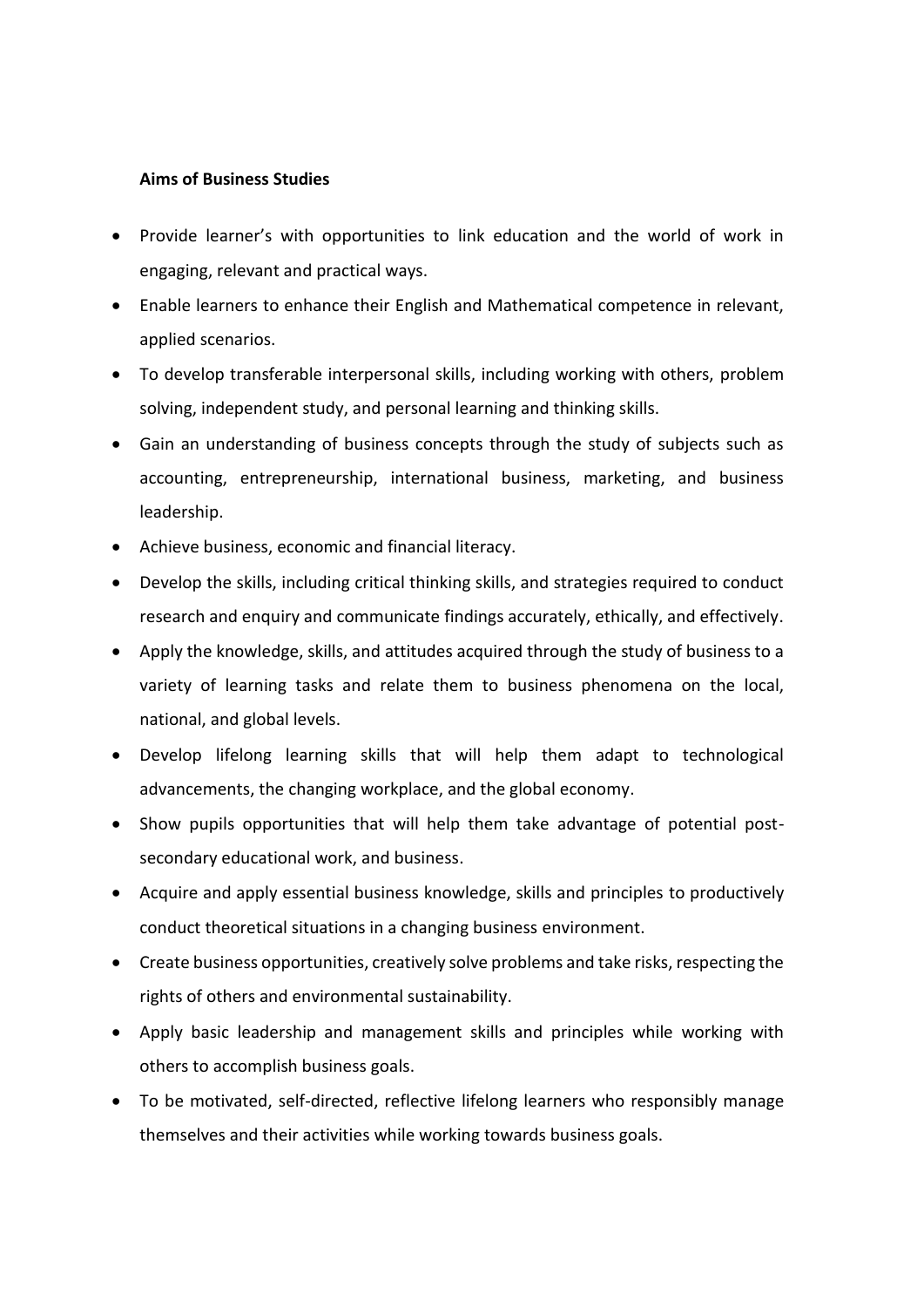**Aims of Business Studies**

- Provide learner's with opportunities to link education and the world of work in engaging, relevant and practical ways.
- Enable learners to enhance their English and Mathematical competence in relevant, applied scenarios.
- To develop transferable interpersonal skills, including working with others, problem solving, independent study, and personal learning and thinking skills.
- Gain an understanding of business concepts through the study of subjects such as accounting, entrepreneurship, international business, marketing, and business leadership.
- Achieve business, economic and financial literacy.
- Develop the skills, including critical thinking skills, and strategies required to conduct research and enquiry and communicate findings accurately, ethically, and effectively.
- Apply the knowledge, skills, and attitudes acquired through the study of business to a variety of learning tasks and relate them to business phenomena on the local, national, and global levels.
- Develop lifelong learning skills that will help them adapt to technological advancements, the changing workplace, and the global economy.
- Show pupils opportunities that will help them take advantage of potential post-secondary educational work, and business.
- Acquire and apply essential business knowledge, skills and principles to productively conduct theoretical situations in a changing business environment.
- Create business opportunities, creatively solve problems and take risks, respecting the rights of others and environmental sustainability.
- Apply basic leadership and management skills and principles while working with others to accomplish business goals.
- To be motivated, self-directed, reflective lifelong learners who responsibly manage themselves and their activities while working towards business goals.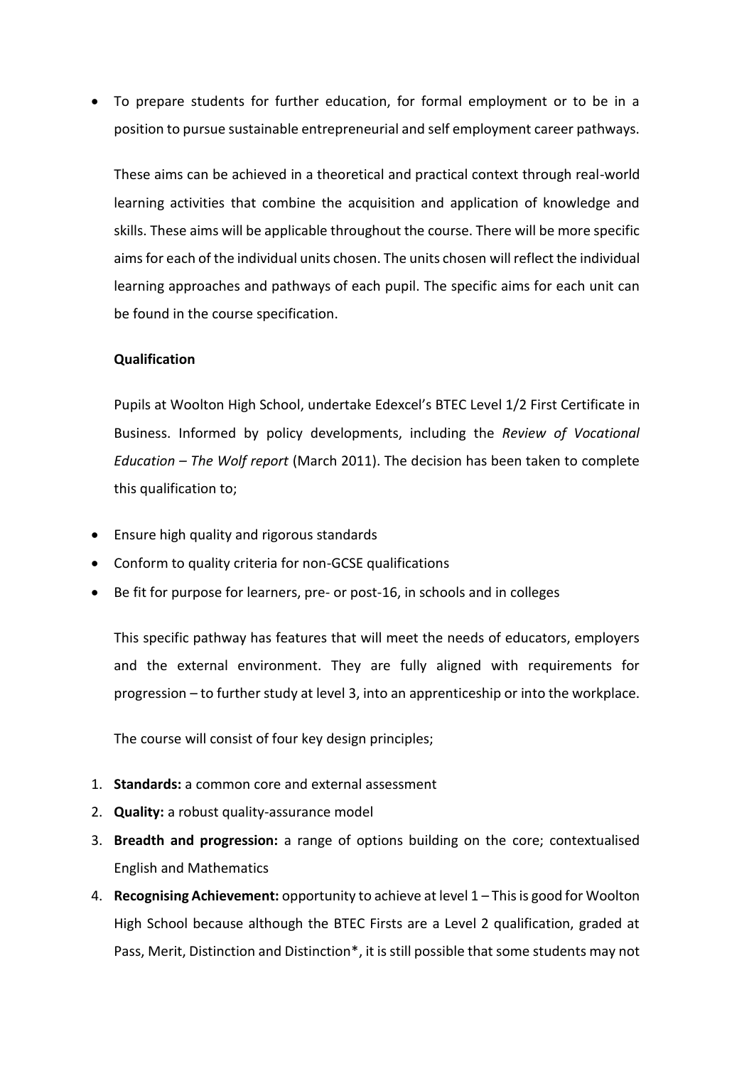- To prepare students for further education, for formal employment or to be in a position to pursue sustainable entrepreneurial and self employment career pathways.

These aims can be achieved in a theoretical and practical context through real-world learning activities that combine the acquisition and application of knowledge and skills. These aims will be applicable throughout the course. There will be more specific aims for each of the individual units chosen. The units chosen will reflect the individual learning approaches and pathways of each pupil. The specific aims for each unit can be found in the course specification.

**Qualification**

Pupils at Woolton High School, undertake Edexcel's BTEC Level 1/2 First Certificate in Business. Informed by policy developments, including the *Review of Vocational Education – The Wolf report* (March 2011). The decision has been taken to complete this qualification to;

- Ensure high quality and rigorous standards
- Conform to quality criteria for non-GCSE qualifications
- Be fit for purpose for learners, pre- or post-16, in schools and in colleges

This specific pathway has features that will meet the needs of educators, employers and the external environment. They are fully aligned with requirements for progression – to further study at level 3, into an apprenticeship or into the workplace.

The course will consist of four key design principles;

1. **Standards:** a common core and external assessment
2. **Quality:** a robust quality-assurance model
3. **Breadth and progression:** a range of options building on the core; contextualised English and Mathematics
4. **Recognising Achievement:** opportunity to achieve at level 1 – This is good for Woolton High School because although the BTEC Firsts are a Level 2 qualification, graded at Pass, Merit, Distinction and Distinction*, it is still possible that some students may not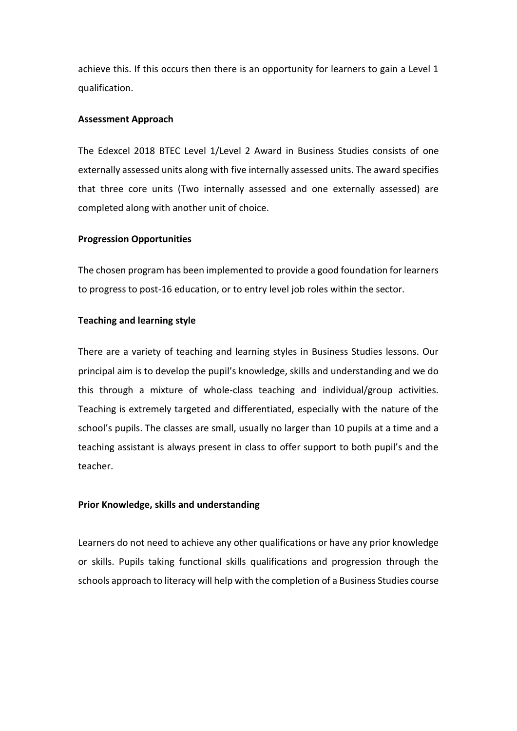achieve this. If this occurs then there is an opportunity for learners to gain a Level 1 qualification.

**Assessment Approach**

The Edexcel 2018 BTEC Level 1/Level 2 Award in Business Studies consists of one externally assessed units along with five internally assessed units. The award specifies that three core units (Two internally assessed and one externally assessed) are completed along with another unit of choice.

**Progression Opportunities**

The chosen program has been implemented to provide a good foundation for learners to progress to post-16 education, or to entry level job roles within the sector.

**Teaching and learning style**

There are a variety of teaching and learning styles in Business Studies lessons. Our principal aim is to develop the pupil's knowledge, skills and understanding and we do this through a mixture of whole-class teaching and individual/group activities. Teaching is extremely targeted and differentiated, especially with the nature of the school's pupils. The classes are small, usually no larger than 10 pupils at a time and a teaching assistant is always present in class to offer support to both pupil's and the teacher.

**Prior Knowledge, skills and understanding**

Learners do not need to achieve any other qualifications or have any prior knowledge or skills. Pupils taking functional skills qualifications and progression through the schools approach to literacy will help with the completion of a Business Studies course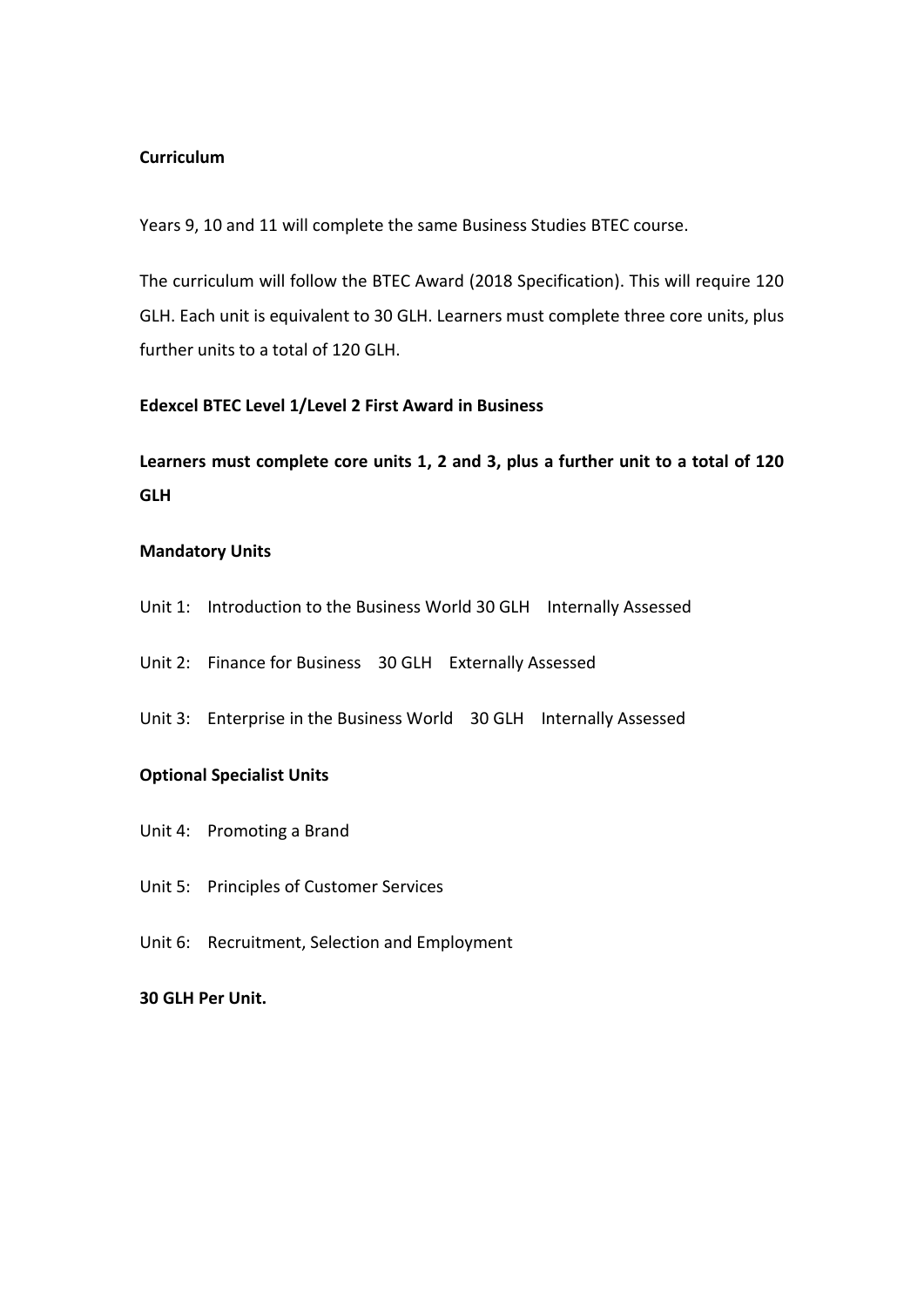**Curriculum**

Years 9, 10 and 11 will complete the same Business Studies BTEC course.

The curriculum will follow the BTEC Award (2018 Specification). This will require 120 GLH. Each unit is equivalent to 30 GLH. Learners must complete three core units, plus further units to a total of 120 GLH.

**Edexcel BTEC Level 1/Level 2 First Award in Business**

**Learners must complete core units 1, 2 and 3, plus a further unit to a total of 120 GLH**

**Mandatory Units**

Unit 1: Introduction to the Business World 30 GLH Internally Assessed

Unit 2: Finance for Business 30 GLH Externally Assessed

Unit 3: Enterprise in the Business World 30 GLH Internally Assessed

**Optional Specialist Units**

Unit 4: Promoting a Brand

Unit 5: Principles of Customer Services

Unit 6: Recruitment, Selection and Employment

**30 GLH Per Unit.**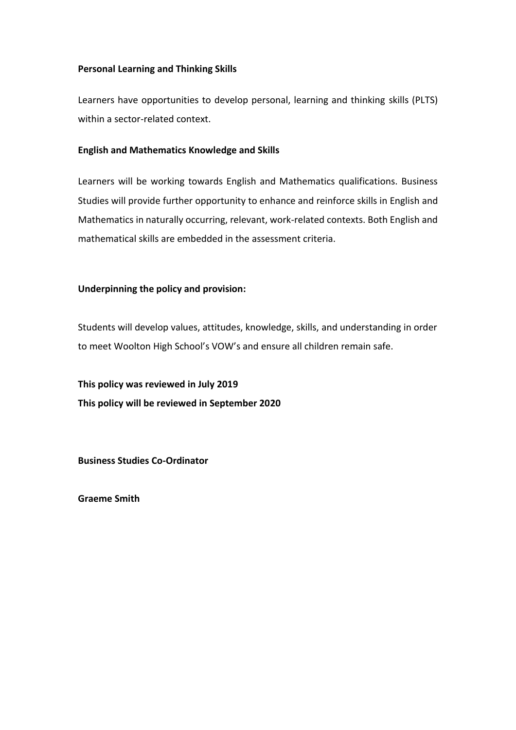**Personal Learning and Thinking Skills**

Learners have opportunities to develop personal, learning and thinking skills (PLTS) within a sector-related context.

**English and Mathematics Knowledge and Skills**

Learners will be working towards English and Mathematics qualifications. Business Studies will provide further opportunity to enhance and reinforce skills in English and Mathematics in naturally occurring, relevant, work-related contexts. Both English and mathematical skills are embedded in the assessment criteria.

**Underpinning the policy and provision:**

Students will develop values, attitudes, knowledge, skills, and understanding in order to meet Woolton High School's VOW's and ensure all children remain safe.

**This policy was reviewed in July 2019**

**This policy will be reviewed in September 2020**

**Business Studies Co-Ordinator**

**Graeme Smith**